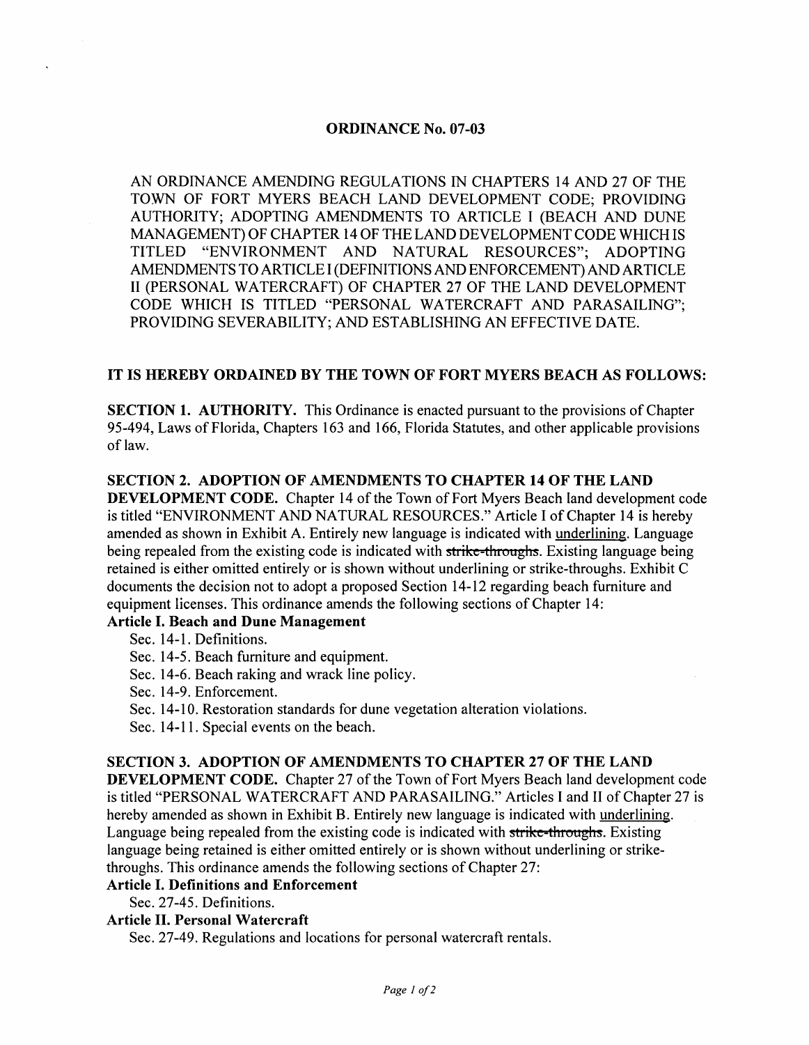# ORDINANCE No. 07-03

AN ORDINANCE AMENDING REGULATIONS IN CHAPTERS 14 AND 27 OF THE TOWN OF FORT MYERS BEACH LAND DEVELOPMENT CODE; PROVIDING AUTHORITY; ADOPTING AMENDMENTS TO ARTICLE I (BEACH AND DUNE MANAGEMENT) OF CHAPTER 14 OF THE LAND DEVELOPMENT CODE WHICH IS TITLED "ENVIRONMENT AND NATURAL RESOURCES"; ADOPTING AMENDMENTS TO ARTICLE I (DEFINITIONS AND ENFORCEMENT) AND ARTICLE II (PERSONAL WATERCRAFT) OF CHAPTER 27 OF THE LAND DEVELOPMENT CODE WHICH IS TITLED "PERSONAL WATERCRAFT AND PARASAILING"; PROVIDING SEVERABILITY; AND ESTABLISHING AN EFFECTIVE DATE.

**IT IS HEREBY ORDAINED BY THE TOWN OF FORT MYERS BEACH AS FOLLOWS:**

**SECTION 1. AUTHORITY.** This Ordinance is enacted pursuant to the provisions of Chapter 95-494, Laws of Florida, Chapters 163 and 166, Florida Statutes, and other applicable provisions of law.

**SECTION 2. ADOPTION OF AMENDMENTS TO CHAPTER 14 OF THE LAND DEVELOPMENT CODE.** Chapter 14 of the Town of Fort Myers Beach land development code is titled "ENVIRONMENT AND NATURAL RESOURCES." Article I of Chapter 14 is hereby amended as shown in Exhibit A. Entirely new language is indicated with <u>underlining</u>. Language being repealed from the existing code is indicated with ~~strike-throughs~~. Existing language being retained is either omitted entirely or is shown without underlining or strike-throughs. Exhibit C documents the decision not to adopt a proposed Section 14-12 regarding beach furniture and equipment licenses. This ordinance amends the following sections of Chapter 14:

**Article I. Beach and Dune Management**

Sec. 14-1. Definitions.
Sec. 14-5. Beach furniture and equipment.
Sec. 14-6. Beach raking and wrack line policy.
Sec. 14-9. Enforcement.
Sec. 14-10. Restoration standards for dune vegetation alteration violations.
Sec. 14-11. Special events on the beach.

**SECTION 3. ADOPTION OF AMENDMENTS TO CHAPTER 27 OF THE LAND DEVELOPMENT CODE.** Chapter 27 of the Town of Fort Myers Beach land development code is titled "PERSONAL WATERCRAFT AND PARASAILING." Articles I and II of Chapter 27 is hereby amended as shown in Exhibit B. Entirely new language is indicated with <u>underlining</u>. Language being repealed from the existing code is indicated with ~~strike-throughs~~. Existing language being retained is either omitted entirely or is shown without underlining or strike-throughs. This ordinance amends the following sections of Chapter 27:

**Article I. Definitions and Enforcement**

Sec. 27-45. Definitions.

**Article II. Personal Watercraft**

Sec. 27-49. Regulations and locations for personal watercraft rentals.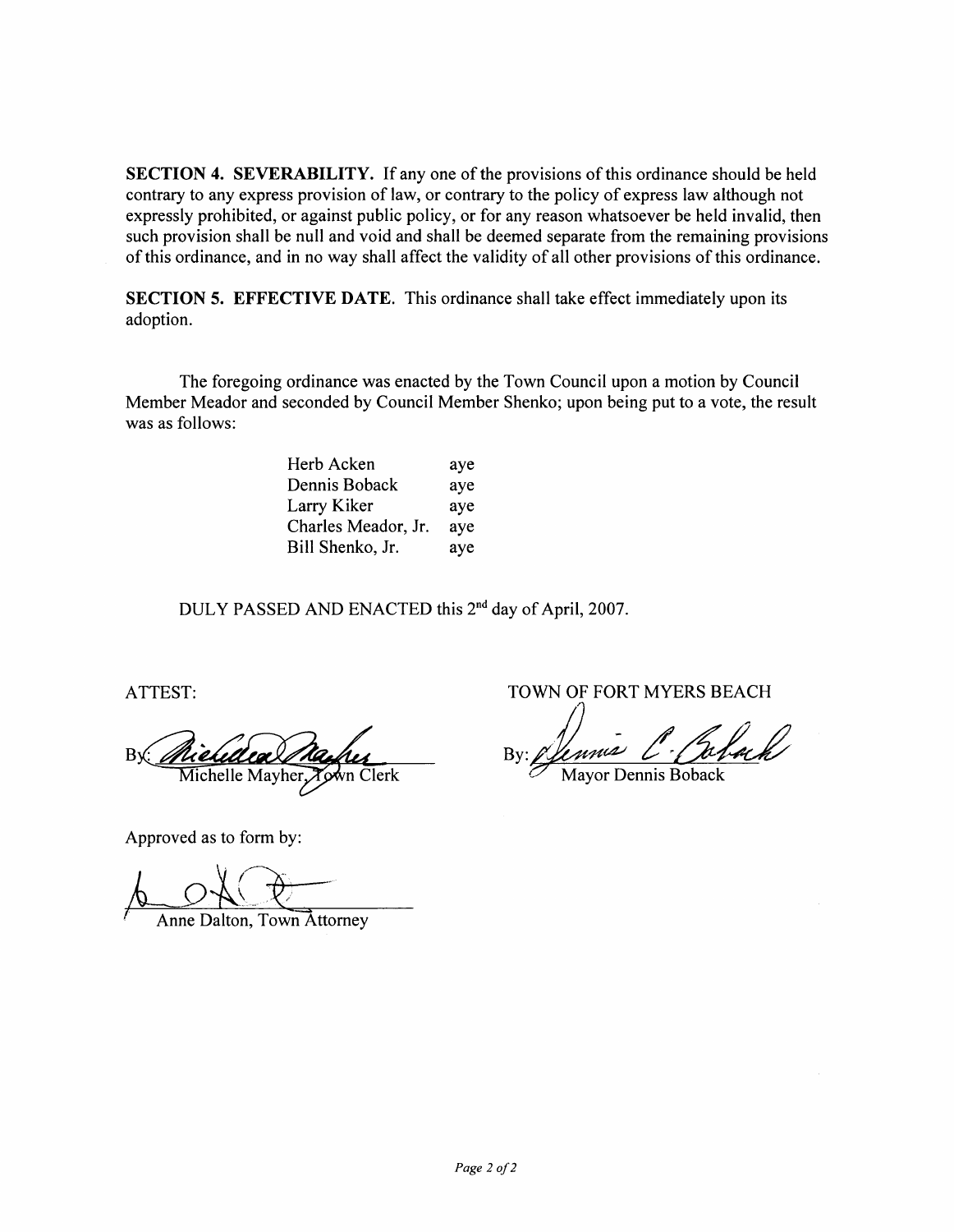**SECTION 4. SEVERABILITY.** If any one of the provisions of this ordinance should be held contrary to any express provision of law, or contrary to the policy of express law although not expressly prohibited, or against public policy, or for any reason whatsoever be held invalid, then such provision shall be null and void and shall be deemed separate from the remaining provisions of this ordinance, and in no way shall affect the validity of all other provisions of this ordinance.

**SECTION 5. EFFECTIVE DATE.** This ordinance shall take effect immediately upon its adoption.

The foregoing ordinance was enacted by the Town Council upon a motion by Council Member Meador and seconded by Council Member Shenko; upon being put to a vote, the result was as follows:

| | |
|---|---|
| Herb Acken | aye |
| Dennis Boback | aye |
| Larry Kiker | aye |
| Charles Meador, Jr. | aye |
| Bill Shenko, Jr. | aye |

DULY PASSED AND ENACTED this 2nd day of April, 2007.

ATTEST:

By: Michelle Mayher, Town Clerk

TOWN OF FORT MYERS BEACH

By: Mayor Dennis Boback

Approved as to form by:

Anne Dalton, Town Attorney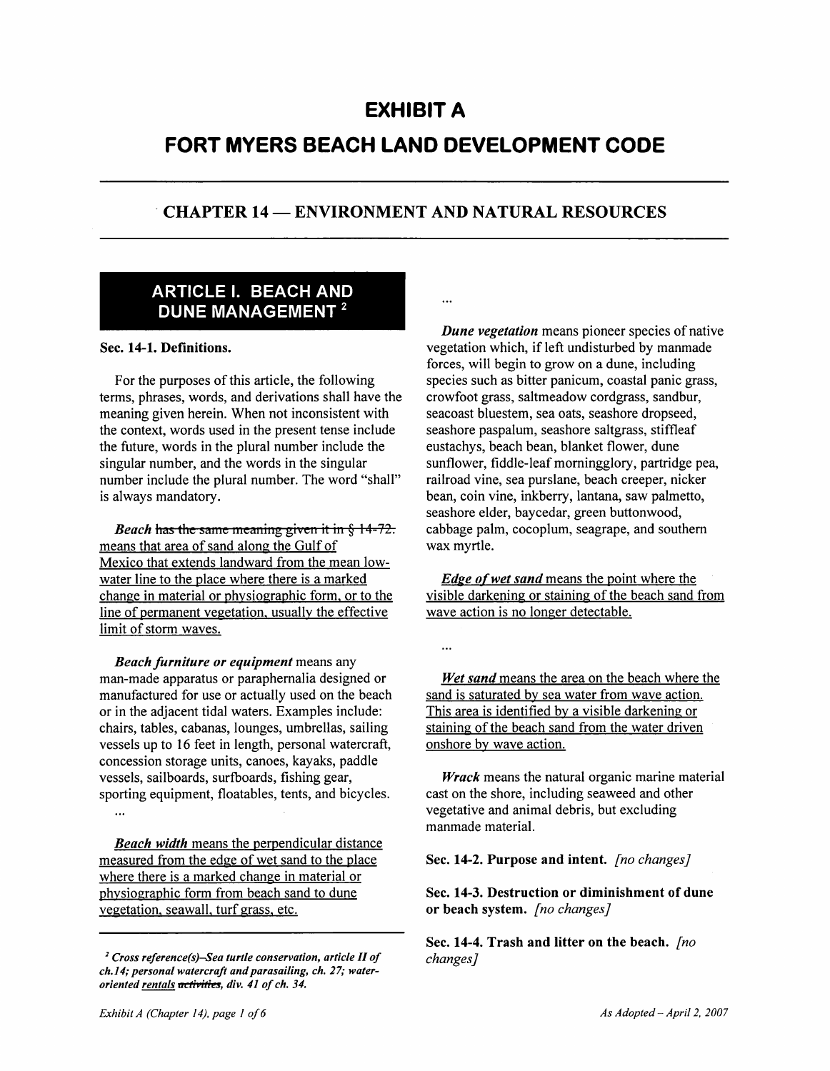# EXHIBIT A

# FORT MYERS BEACH LAND DEVELOPMENT CODE

## CHAPTER 14 — ENVIRONMENT AND NATURAL RESOURCES

## ARTICLE I. BEACH AND DUNE MANAGEMENT [2]

### Sec. 14-1. Definitions.

For the purposes of this article, the following terms, phrases, words, and derivations shall have the meaning given herein. When not inconsistent with the context, words used in the present tense include the future, words in the plural number include the singular number, and the words in the singular number include the plural number. The word "shall" is always mandatory.

***Beach*** ~~has the same meaning given it in § 14-72.~~ <u>means that area of sand along the Gulf of Mexico that extends landward from the mean low-water line to the place where there is a marked change in material or physiographic form, or to the line of permanent vegetation, usually the effective limit of storm waves.</u>

***Beach furniture or equipment*** means any man-made apparatus or paraphernalia designed or manufactured for use or actually used on the beach or in the adjacent tidal waters. Examples include: chairs, tables, cabanas, lounges, umbrellas, sailing vessels up to 16 feet in length, personal watercraft, concession storage units, canoes, kayaks, paddle vessels, sailboards, surfboards, fishing gear, sporting equipment, floatables, tents, and bicycles.

...

<u>***Beach width*** means the perpendicular distance measured from the edge of wet sand to the place where there is a marked change in material or physiographic form from beach sand to dune vegetation, seawall, turf grass, etc.</u>

...

***Dune vegetation*** means pioneer species of native vegetation which, if left undisturbed by manmade forces, will begin to grow on a dune, including species such as bitter panicum, coastal panic grass, crowfoot grass, saltmeadow cordgrass, sandbur, seacoast bluestem, sea oats, seashore dropseed, seashore paspalum, seashore saltgrass, stiffleaf eustachys, beach bean, blanket flower, dune sunflower, fiddle-leaf morningglory, partridge pea, railroad vine, sea purslane, beach creeper, nicker bean, coin vine, inkberry, lantana, saw palmetto, seashore elder, baycedar, green buttonwood, cabbage palm, cocoplum, seagrape, and southern wax myrtle.

<u>***Edge of wet sand*** means the point where the visible darkening or staining of the beach sand from wave action is no longer detectable.</u>

...

<u>***Wet sand*** means the area on the beach where the sand is saturated by sea water from wave action. This area is identified by a visible darkening or staining of the beach sand from the water driven onshore by wave action.</u>

***Wrack*** means the natural organic marine material cast on the shore, including seaweed and other vegetative and animal debris, but excluding manmade material.

### Sec. 14-2. Purpose and intent. *[no changes]*

### Sec. 14-3. Destruction or diminishment of dune or beach system. *[no changes]*

### Sec. 14-4. Trash and litter on the beach. *[no changes]*

---

[2] *Cross reference(s)–Sea turtle conservation, article II of ch.14; personal watercraft and parasailing, ch. 27; water-oriented <u>rentals</u> ~~activities~~, div. 41 of ch. 34.*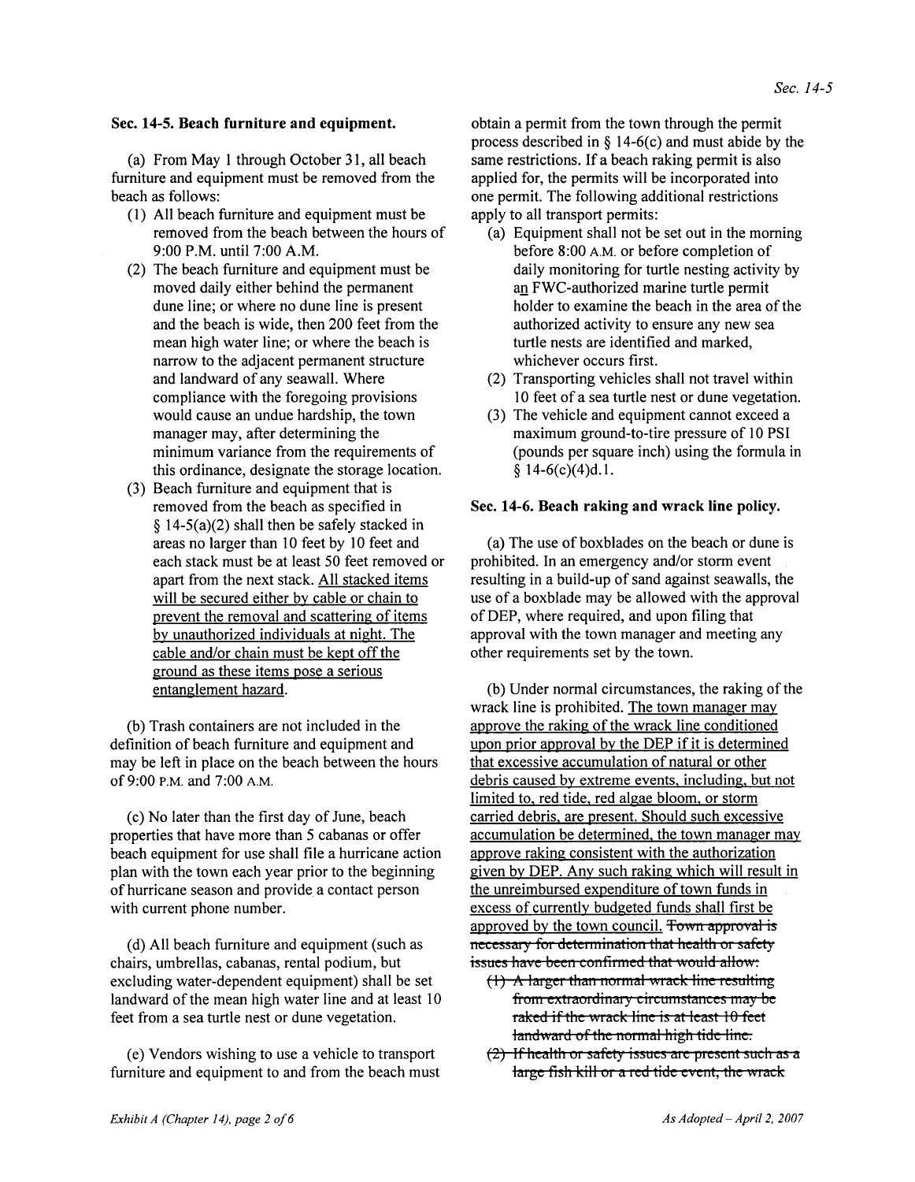### Sec. 14-5. Beach furniture and equipment.

(a) From May 1 through October 31, all beach furniture and equipment must be removed from the beach as follows:

(1) All beach furniture and equipment must be removed from the beach between the hours of 9:00 P.M. until 7:00 A.M.

(2) The beach furniture and equipment must be moved daily either behind the permanent dune line; or where no dune line is present and the beach is wide, then 200 feet from the mean high water line; or where the beach is narrow to the adjacent permanent structure and landward of any seawall. Where compliance with the foregoing provisions would cause an undue hardship, the town manager may, after determining the minimum variance from the requirements of this ordinance, designate the storage location.

(3) Beach furniture and equipment that is removed from the beach as specified in § 14-5(a)(2) shall then be safely stacked in areas no larger than 10 feet by 10 feet and each stack must be at least 50 feet removed or apart from the next stack. <u>All stacked items will be secured either by cable or chain to prevent the removal and scattering of items by unauthorized individuals at night. The cable and/or chain must be kept off the ground as these items pose a serious entanglement hazard</u>.

(b) Trash containers are not included in the definition of beach furniture and equipment and may be left in place on the beach between the hours of 9:00 P.M. and 7:00 A.M.

(c) No later than the first day of June, beach properties that have more than 5 cabanas or offer beach equipment for use shall file a hurricane action plan with the town each year prior to the beginning of hurricane season and provide a contact person with current phone number.

(d) All beach furniture and equipment (such as chairs, umbrellas, cabanas, rental podium, but excluding water-dependent equipment) shall be set landward of the mean high water line and at least 10 feet from a sea turtle nest or dune vegetation.

(e) Vendors wishing to use a vehicle to transport furniture and equipment to and from the beach must obtain a permit from the town through the permit process described in § 14-6(c) and must abide by the same restrictions. If a beach raking permit is also applied for, the permits will be incorporated into one permit. The following additional restrictions apply to all transport permits:

(a) Equipment shall not be set out in the morning before 8:00 A.M. or before completion of daily monitoring for turtle nesting activity by <u>an</u> FWC-authorized marine turtle permit holder to examine the beach in the area of the authorized activity to ensure any new sea turtle nests are identified and marked, whichever occurs first.

(2) Transporting vehicles shall not travel within 10 feet of a sea turtle nest or dune vegetation.

(3) The vehicle and equipment cannot exceed a maximum ground-to-tire pressure of 10 PSI (pounds per square inch) using the formula in § 14-6(c)(4)d.1.

### Sec. 14-6. Beach raking and wrack line policy.

(a) The use of boxblades on the beach or dune is prohibited. In an emergency and/or storm event resulting in a build-up of sand against seawalls, the use of a boxblade may be allowed with the approval of DEP, where required, and upon filing that approval with the town manager and meeting any other requirements set by the town.

(b) Under normal circumstances, the raking of the wrack line is prohibited. <u>The town manager may approve the raking of the wrack line conditioned upon prior approval by the DEP if it is determined that excessive accumulation of natural or other debris caused by extreme events, including, but not limited to, red tide, red algae bloom, or storm carried debris, are present. Should such excessive accumulation be determined, the town manager may approve raking consistent with the authorization given by DEP. Any such raking which will result in the unreimbursed expenditure of town funds in excess of currently budgeted funds shall first be approved by the town council.</u> ~~Town approval is necessary for determination that health or safety issues have been confirmed that would allow:~~

~~(1) A larger than normal wrack line resulting from extraordinary circumstances may be raked if the wrack line is at least 10 feet landward of the normal high tide line.~~

~~(2) If health or safety issues are present such as a large fish kill or a red tide event, the wrack~~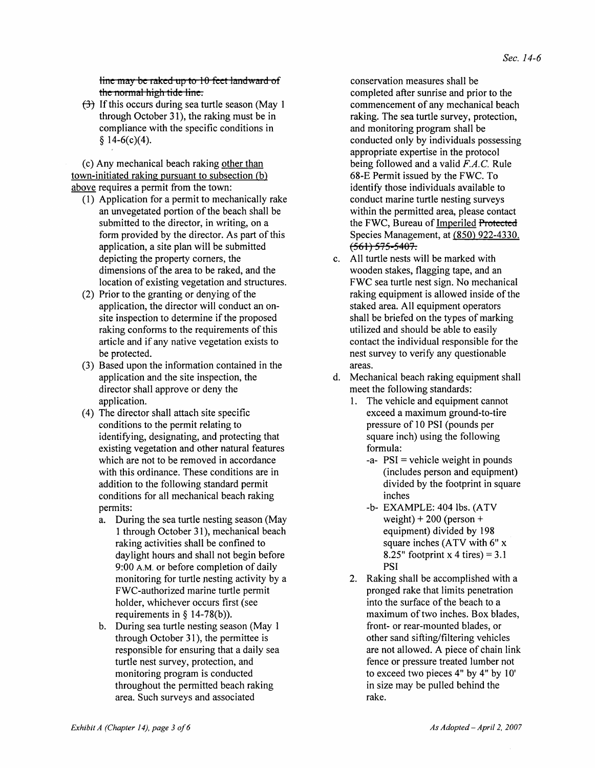~~line may be raked up to 10 feet landward of the normal high tide line.~~

~~(3)~~ If this occurs during sea turtle season (May 1 through October 31), the raking must be in compliance with the specific conditions in § 14-6(c)(4).

(c) Any mechanical beach raking <u>other than town-initiated raking pursuant to subsection (b) above</u> requires a permit from the town:

(1) Application for a permit to mechanically rake an unvegetated portion of the beach shall be submitted to the director, in writing, on a form provided by the director. As part of this application, a site plan will be submitted depicting the property corners, the dimensions of the area to be raked, and the location of existing vegetation and structures.

(2) Prior to the granting or denying of the application, the director will conduct an on-site inspection to determine if the proposed raking conforms to the requirements of this article and if any native vegetation exists to be protected.

(3) Based upon the information contained in the application and the site inspection, the director shall approve or deny the application.

(4) The director shall attach site specific conditions to the permit relating to identifying, designating, and protecting that existing vegetation and other natural features which are not to be removed in accordance with this ordinance. These conditions are in addition to the following standard permit conditions for all mechanical beach raking permits:

a. During the sea turtle nesting season (May 1 through October 31), mechanical beach raking activities shall be confined to daylight hours and shall not begin before 9:00 A.M. or before completion of daily monitoring for turtle nesting activity by a FWC-authorized marine turtle permit holder, whichever occurs first (see requirements in § 14-78(b)).

b. During sea turtle nesting season (May 1 through October 31), the permittee is responsible for ensuring that a daily sea turtle nest survey, protection, and monitoring program is conducted throughout the permitted beach raking area. Such surveys and associated conservation measures shall be completed after sunrise and prior to the commencement of any mechanical beach raking. The sea turtle survey, protection, and monitoring program shall be conducted only by individuals possessing appropriate expertise in the protocol being followed and a valid *F.A.C.* Rule 68-E Permit issued by the FWC. To identify those individuals available to conduct marine turtle nesting surveys within the permitted area, please contact the FWC, Bureau of <u>Imperiled</u> ~~Protected~~ Species Management, at <u>(850) 922-4330.</u> ~~(561) 575-5407.~~

c. All turtle nests will be marked with wooden stakes, flagging tape, and an FWC sea turtle nest sign. No mechanical raking equipment is allowed inside of the staked area. All equipment operators shall be briefed on the types of marking utilized and should be able to easily contact the individual responsible for the nest survey to verify any questionable areas.

d. Mechanical beach raking equipment shall meet the following standards:

1. The vehicle and equipment cannot exceed a maximum ground-to-tire pressure of 10 PSI (pounds per square inch) using the following formula:

   -a- PSI = vehicle weight in pounds (includes person and equipment) divided by the footprint in square inches

   -b- EXAMPLE: 404 lbs. (ATV weight) + 200 (person + equipment) divided by 198 square inches (ATV with 6" x 8.25" footprint x 4 tires) = 3.1 PSI

2. Raking shall be accomplished with a pronged rake that limits penetration into the surface of the beach to a maximum of two inches. Box blades, front- or rear-mounted blades, or other sand sifting/filtering vehicles are not allowed. A piece of chain link fence or pressure treated lumber not to exceed two pieces 4" by 4" by 10' in size may be pulled behind the rake.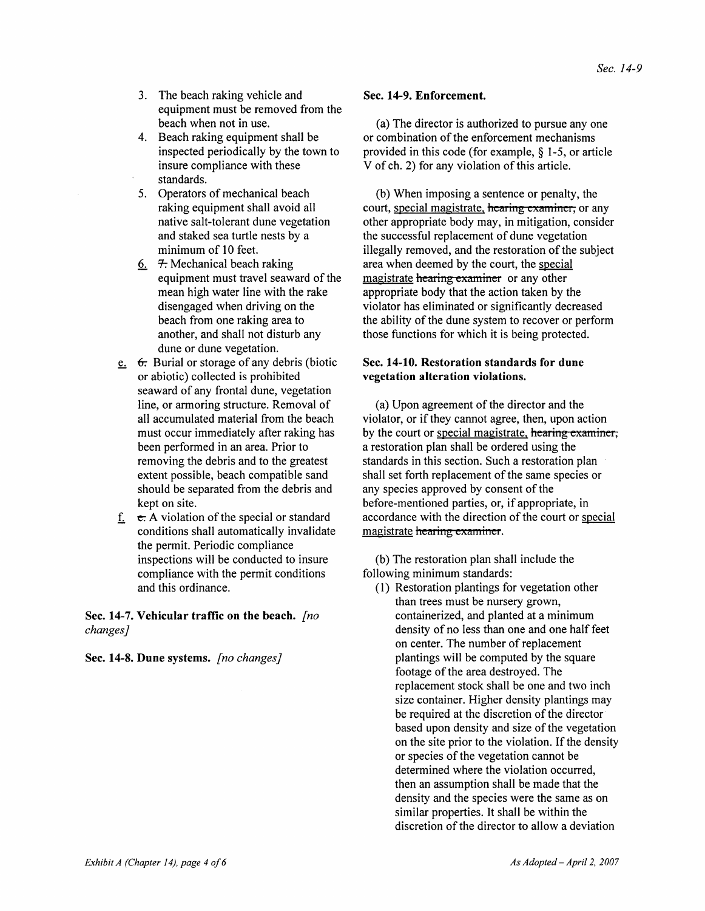3. The beach raking vehicle and equipment must be removed from the beach when not in use.
4. Beach raking equipment shall be inspected periodically by the town to insure compliance with these standards.
5. Operators of mechanical beach raking equipment shall avoid all native salt-tolerant dune vegetation and staked sea turtle nests by a minimum of 10 feet.
6. ~~7.~~ Mechanical beach raking equipment must travel seaward of the mean high water line with the rake disengaged when driving on the beach from one raking area to another, and shall not disturb any dune or dune vegetation.

e. ~~6.~~ Burial or storage of any debris (biotic or abiotic) collected is prohibited seaward of any frontal dune, vegetation line, or armoring structure. Removal of all accumulated material from the beach must occur immediately after raking has been performed in an area. Prior to removing the debris and to the greatest extent possible, beach compatible sand should be separated from the debris and kept on site.

f. ~~c.~~ A violation of the special or standard conditions shall automatically invalidate the permit. Periodic compliance inspections will be conducted to insure compliance with the permit conditions and this ordinance.

**Sec. 14-7. Vehicular traffic on the beach.** *[no changes]*

**Sec. 14-8. Dune systems.** *[no changes]*

**Sec. 14-9. Enforcement.**

(a) The director is authorized to pursue any one or combination of the enforcement mechanisms provided in this code (for example, § 1-5, or article V of ch. 2) for any violation of this article.

(b) When imposing a sentence or penalty, the court, special magistrate, ~~hearing examiner,~~ or any other appropriate body may, in mitigation, consider the successful replacement of dune vegetation illegally removed, and the restoration of the subject area when deemed by the court, the special magistrate ~~hearing examiner~~ or any other appropriate body that the action taken by the violator has eliminated or significantly decreased the ability of the dune system to recover or perform those functions for which it is being protected.

**Sec. 14-10. Restoration standards for dune vegetation alteration violations.**

(a) Upon agreement of the director and the violator, or if they cannot agree, then, upon action by the court or special magistrate, ~~hearing examiner,~~ a restoration plan shall be ordered using the standards in this section. Such a restoration plan shall set forth replacement of the same species or any species approved by consent of the before-mentioned parties, or, if appropriate, in accordance with the direction of the court or special magistrate ~~hearing examiner~~.

(b) The restoration plan shall include the following minimum standards:

(1) Restoration plantings for vegetation other than trees must be nursery grown, containerized, and planted at a minimum density of no less than one and one half feet on center. The number of replacement plantings will be computed by the square footage of the area destroyed. The replacement stock shall be one and two inch size container. Higher density plantings may be required at the discretion of the director based upon density and size of the vegetation on the site prior to the violation. If the density or species of the vegetation cannot be determined where the violation occurred, then an assumption shall be made that the density and the species were the same as on similar properties. It shall be within the discretion of the director to allow a deviation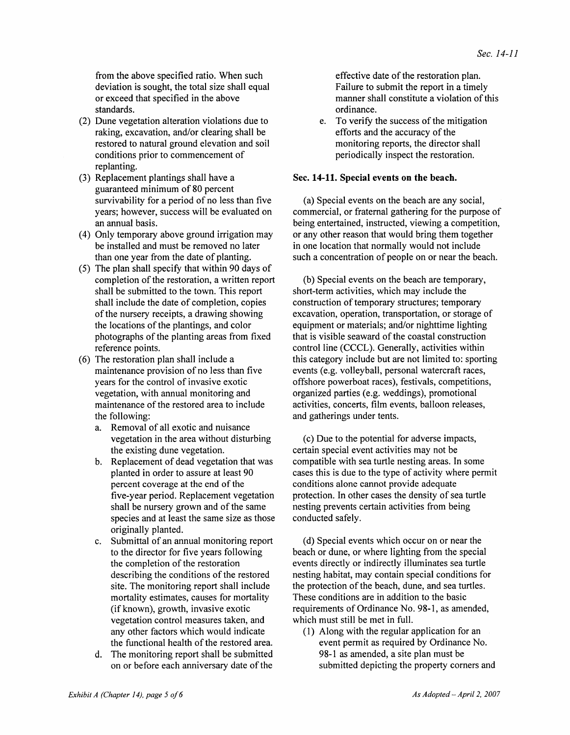from the above specified ratio. When such deviation is sought, the total size shall equal or exceed that specified in the above standards.

(2) Dune vegetation alteration violations due to raking, excavation, and/or clearing shall be restored to natural ground elevation and soil conditions prior to commencement of replanting.

(3) Replacement plantings shall have a guaranteed minimum of 80 percent survivability for a period of no less than five years; however, success will be evaluated on an annual basis.

(4) Only temporary above ground irrigation may be installed and must be removed no later than one year from the date of planting.

(5) The plan shall specify that within 90 days of completion of the restoration, a written report shall be submitted to the town. This report shall include the date of completion, copies of the nursery receipts, a drawing showing the locations of the plantings, and color photographs of the planting areas from fixed reference points.

(6) The restoration plan shall include a maintenance provision of no less than five years for the control of invasive exotic vegetation, with annual monitoring and maintenance of the restored area to include the following:

   a. Removal of all exotic and nuisance vegetation in the area without disturbing the existing dune vegetation.

   b. Replacement of dead vegetation that was planted in order to assure at least 90 percent coverage at the end of the five-year period. Replacement vegetation shall be nursery grown and of the same species and at least the same size as those originally planted.

   c. Submittal of an annual monitoring report to the director for five years following the completion of the restoration describing the conditions of the restored site. The monitoring report shall include mortality estimates, causes for mortality (if known), growth, invasive exotic vegetation control measures taken, and any other factors which would indicate the functional health of the restored area.

   d. The monitoring report shall be submitted on or before each anniversary date of the effective date of the restoration plan. Failure to submit the report in a timely manner shall constitute a violation of this ordinance.

   e. To verify the success of the mitigation efforts and the accuracy of the monitoring reports, the director shall periodically inspect the restoration.

**Sec. 14-11. Special events on the beach.**

(a) Special events on the beach are any social, commercial, or fraternal gathering for the purpose of being entertained, instructed, viewing a competition, or any other reason that would bring them together in one location that normally would not include such a concentration of people on or near the beach.

(b) Special events on the beach are temporary, short-term activities, which may include the construction of temporary structures; temporary excavation, operation, transportation, or storage of equipment or materials; and/or nighttime lighting that is visible seaward of the coastal construction control line (CCCL). Generally, activities within this category include but are not limited to: sporting events (e.g. volleyball, personal watercraft races, offshore powerboat races), festivals, competitions, organized parties (e.g. weddings), promotional activities, concerts, film events, balloon releases, and gatherings under tents.

(c) Due to the potential for adverse impacts, certain special event activities may not be compatible with sea turtle nesting areas. In some cases this is due to the type of activity where permit conditions alone cannot provide adequate protection. In other cases the density of sea turtle nesting prevents certain activities from being conducted safely.

(d) Special events which occur on or near the beach or dune, or where lighting from the special events directly or indirectly illuminates sea turtle nesting habitat, may contain special conditions for the protection of the beach, dune, and sea turtles. These conditions are in addition to the basic requirements of Ordinance No. 98-1, as amended, which must still be met in full.

(1) Along with the regular application for an event permit as required by Ordinance No. 98-1 as amended, a site plan must be submitted depicting the property corners and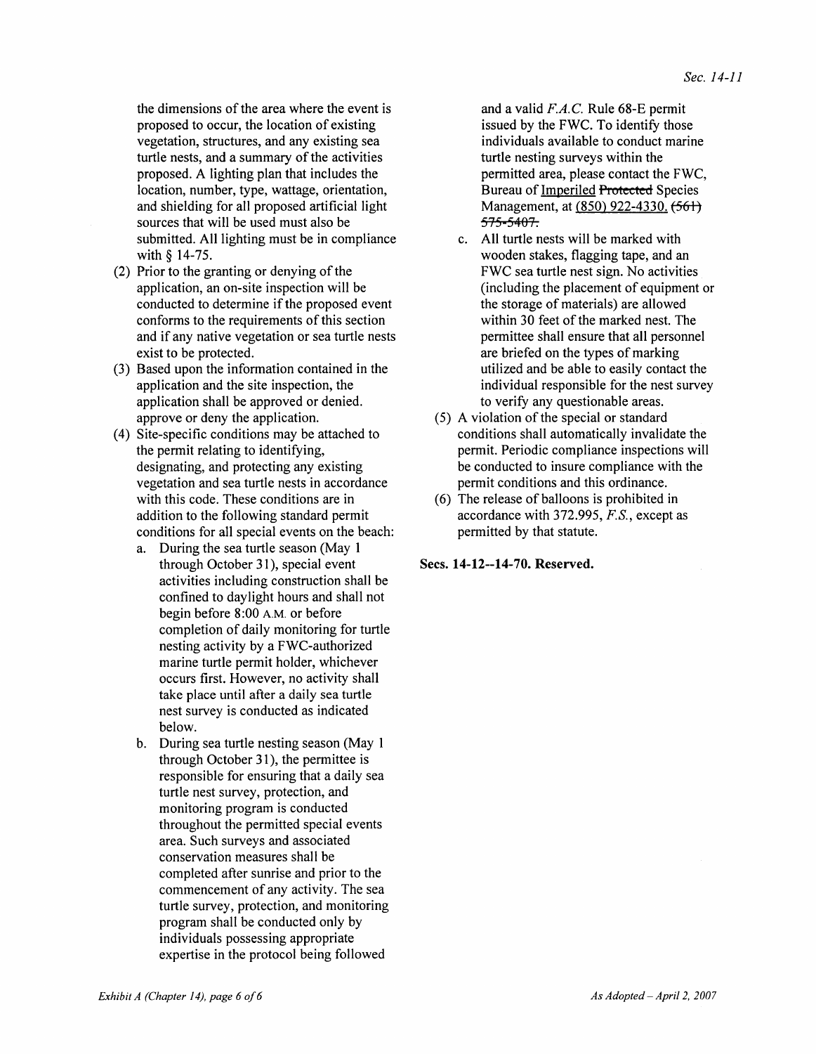the dimensions of the area where the event is proposed to occur, the location of existing vegetation, structures, and any existing sea turtle nests, and a summary of the activities proposed. A lighting plan that includes the location, number, type, wattage, orientation, and shielding for all proposed artificial light sources that will be used must also be submitted. All lighting must be in compliance with § 14-75.

(2) Prior to the granting or denying of the application, an on-site inspection will be conducted to determine if the proposed event conforms to the requirements of this section and if any native vegetation or sea turtle nests exist to be protected.

(3) Based upon the information contained in the application and the site inspection, the application shall be approved or denied. approve or deny the application.

(4) Site-specific conditions may be attached to the permit relating to identifying, designating, and protecting any existing vegetation and sea turtle nests in accordance with this code. These conditions are in addition to the following standard permit conditions for all special events on the beach:

   a. During the sea turtle season (May 1 through October 31), special event activities including construction shall be confined to daylight hours and shall not begin before 8:00 A.M. or before completion of daily monitoring for turtle nesting activity by a FWC-authorized marine turtle permit holder, whichever occurs first. However, no activity shall take place until after a daily sea turtle nest survey is conducted as indicated below.

   b. During sea turtle nesting season (May 1 through October 31), the permittee is responsible for ensuring that a daily sea turtle nest survey, protection, and monitoring program is conducted throughout the permitted special events area. Such surveys and associated conservation measures shall be completed after sunrise and prior to the commencement of any activity. The sea turtle survey, protection, and monitoring program shall be conducted only by individuals possessing appropriate expertise in the protocol being followed and a valid *F.A.C.* Rule 68-E permit issued by the FWC. To identify those individuals available to conduct marine turtle nesting surveys within the permitted area, please contact the FWC, Bureau of Imperiled ~~Protected~~ Species Management, at (850) 922-4330. ~~(561) 575-5407.~~

   c. All turtle nests will be marked with wooden stakes, flagging tape, and an FWC sea turtle nest sign. No activities (including the placement of equipment or the storage of materials) are allowed within 30 feet of the marked nest. The permittee shall ensure that all personnel are briefed on the types of marking utilized and be able to easily contact the individual responsible for the nest survey to verify any questionable areas.

(5) A violation of the special or standard conditions shall automatically invalidate the permit. Periodic compliance inspections will be conducted to insure compliance with the permit conditions and this ordinance.

(6) The release of balloons is prohibited in accordance with 372.995, *F.S.*, except as permitted by that statute.

**Secs. 14-12--14-70. Reserved.**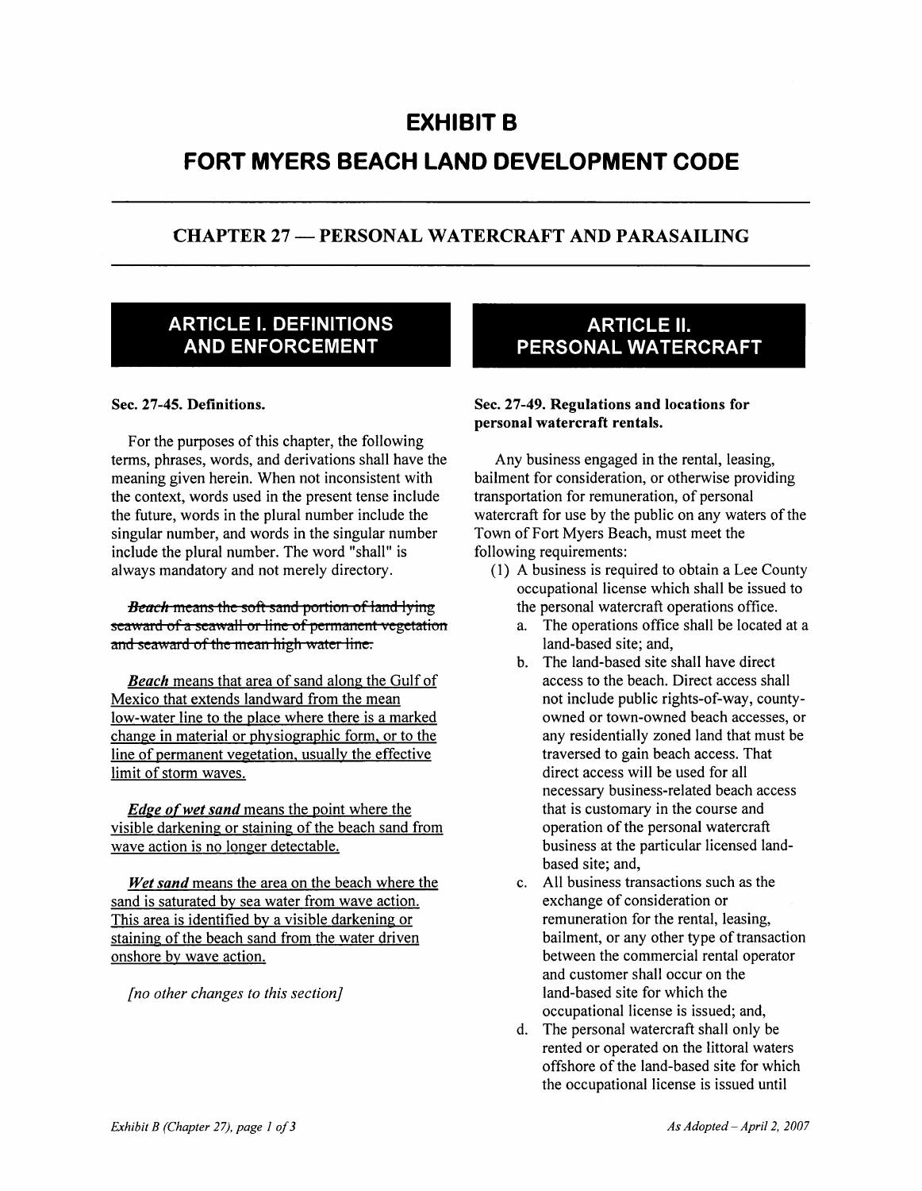# EXHIBIT B

# FORT MYERS BEACH LAND DEVELOPMENT CODE

## CHAPTER 27 — PERSONAL WATERCRAFT AND PARASAILING

## ARTICLE I. DEFINITIONS AND ENFORCEMENT

**Sec. 27-45. Definitions.**

For the purposes of this chapter, the following terms, phrases, words, and derivations shall have the meaning given herein. When not inconsistent with the context, words used in the present tense include the future, words in the plural number include the singular number, and words in the singular number include the plural number. The word "shall" is always mandatory and not merely directory.

~~***Beach*** means the soft sand portion of land lying seaward of a seawall or line of permanent vegetation and seaward of the mean high water line.~~

<u>***Beach*** means that area of sand along the Gulf of Mexico that extends landward from the mean low-water line to the place where there is a marked change in material or physiographic form, or to the line of permanent vegetation, usually the effective limit of storm waves.</u>

<u>***Edge of wet sand*** means the point where the visible darkening or staining of the beach sand from wave action is no longer detectable.</u>

<u>***Wet sand*** means the area on the beach where the sand is saturated by sea water from wave action. This area is identified by a visible darkening or staining of the beach sand from the water driven onshore by wave action.</u>

*[no other changes to this section]*

## ARTICLE II. PERSONAL WATERCRAFT

**Sec. 27-49. Regulations and locations for personal watercraft rentals.**

Any business engaged in the rental, leasing, bailment for consideration, or otherwise providing transportation for remuneration, of personal watercraft for use by the public on any waters of the Town of Fort Myers Beach, must meet the following requirements:

(1) A business is required to obtain a Lee County occupational license which shall be issued to the personal watercraft operations office.

a. The operations office shall be located at a land-based site; and,

b. The land-based site shall have direct access to the beach. Direct access shall not include public rights-of-way, county-owned or town-owned beach accesses, or any residentially zoned land that must be traversed to gain beach access. That direct access will be used for all necessary business-related beach access that is customary in the course and operation of the personal watercraft business at the particular licensed land-based site; and,

c. All business transactions such as the exchange of consideration or remuneration for the rental, leasing, bailment, or any other type of transaction between the commercial rental operator and customer shall occur on the land-based site for which the occupational license is issued; and,

d. The personal watercraft shall only be rented or operated on the littoral waters offshore of the land-based site for which the occupational license is issued until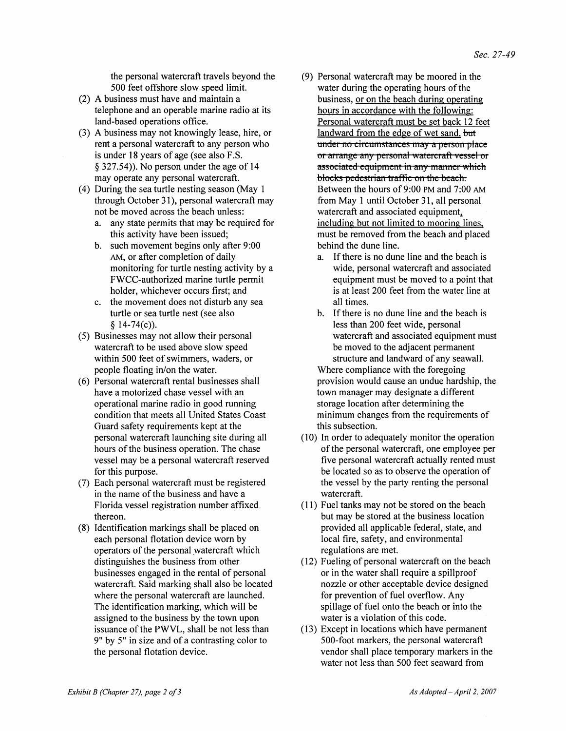the personal watercraft travels beyond the 500 feet offshore slow speed limit.

(2) A business must have and maintain a telephone and an operable marine radio at its land-based operations office.

(3) A business may not knowingly lease, hire, or rent a personal watercraft to any person who is under 18 years of age (see also F.S. § 327.54)). No person under the age of 14 may operate any personal watercraft.

(4) During the sea turtle nesting season (May 1 through October 31), personal watercraft may not be moved across the beach unless:

   a. any state permits that may be required for this activity have been issued;

   b. such movement begins only after 9:00 AM, or after completion of daily monitoring for turtle nesting activity by a FWCC-authorized marine turtle permit holder, whichever occurs first; and

   c. the movement does not disturb any sea turtle or sea turtle nest (see also § 14-74(c)).

(5) Businesses may not allow their personal watercraft to be used above slow speed within 500 feet of swimmers, waders, or people floating in/on the water.

(6) Personal watercraft rental businesses shall have a motorized chase vessel with an operational marine radio in good running condition that meets all United States Coast Guard safety requirements kept at the personal watercraft launching site during all hours of the business operation. The chase vessel may be a personal watercraft reserved for this purpose.

(7) Each personal watercraft must be registered in the name of the business and have a Florida vessel registration number affixed thereon.

(8) Identification markings shall be placed on each personal flotation device worn by operators of the personal watercraft which distinguishes the business from other businesses engaged in the rental of personal watercraft. Said marking shall also be located where the personal watercraft are launched. The identification marking, which will be assigned to the business by the town upon issuance of the PWVL, shall be not less than 9" by 5" in size and of a contrasting color to the personal flotation device.

(9) Personal watercraft may be moored in the water during the operating hours of the business, <u>or on the beach during operating hours in accordance with the following: Personal watercraft must be set back 12 feet landward from the edge of wet sand.</u> ~~but under no circumstances may a person place or arrange any personal watercraft vessel or associated equipment in any manner which blocks pedestrian traffic on the beach.~~ Between the hours of 9:00 PM and 7:00 AM from May 1 until October 31, all personal watercraft and associated equipment<u>, including but not limited to mooring lines,</u> must be removed from the beach and placed behind the dune line.

   a. If there is no dune line and the beach is wide, personal watercraft and associated equipment must be moved to a point that is at least 200 feet from the water line at all times.

   b. If there is no dune line and the beach is less than 200 feet wide, personal watercraft and associated equipment must be moved to the adjacent permanent structure and landward of any seawall.

   Where compliance with the foregoing provision would cause an undue hardship, the town manager may designate a different storage location after determining the minimum changes from the requirements of this subsection.

(10) In order to adequately monitor the operation of the personal watercraft, one employee per five personal watercraft actually rented must be located so as to observe the operation of the vessel by the party renting the personal watercraft.

(11) Fuel tanks may not be stored on the beach but may be stored at the business location provided all applicable federal, state, and local fire, safety, and environmental regulations are met.

(12) Fueling of personal watercraft on the beach or in the water shall require a spillproof nozzle or other acceptable device designed for prevention of fuel overflow. Any spillage of fuel onto the beach or into the water is a violation of this code.

(13) Except in locations which have permanent 500-foot markers, the personal watercraft vendor shall place temporary markers in the water not less than 500 feet seaward from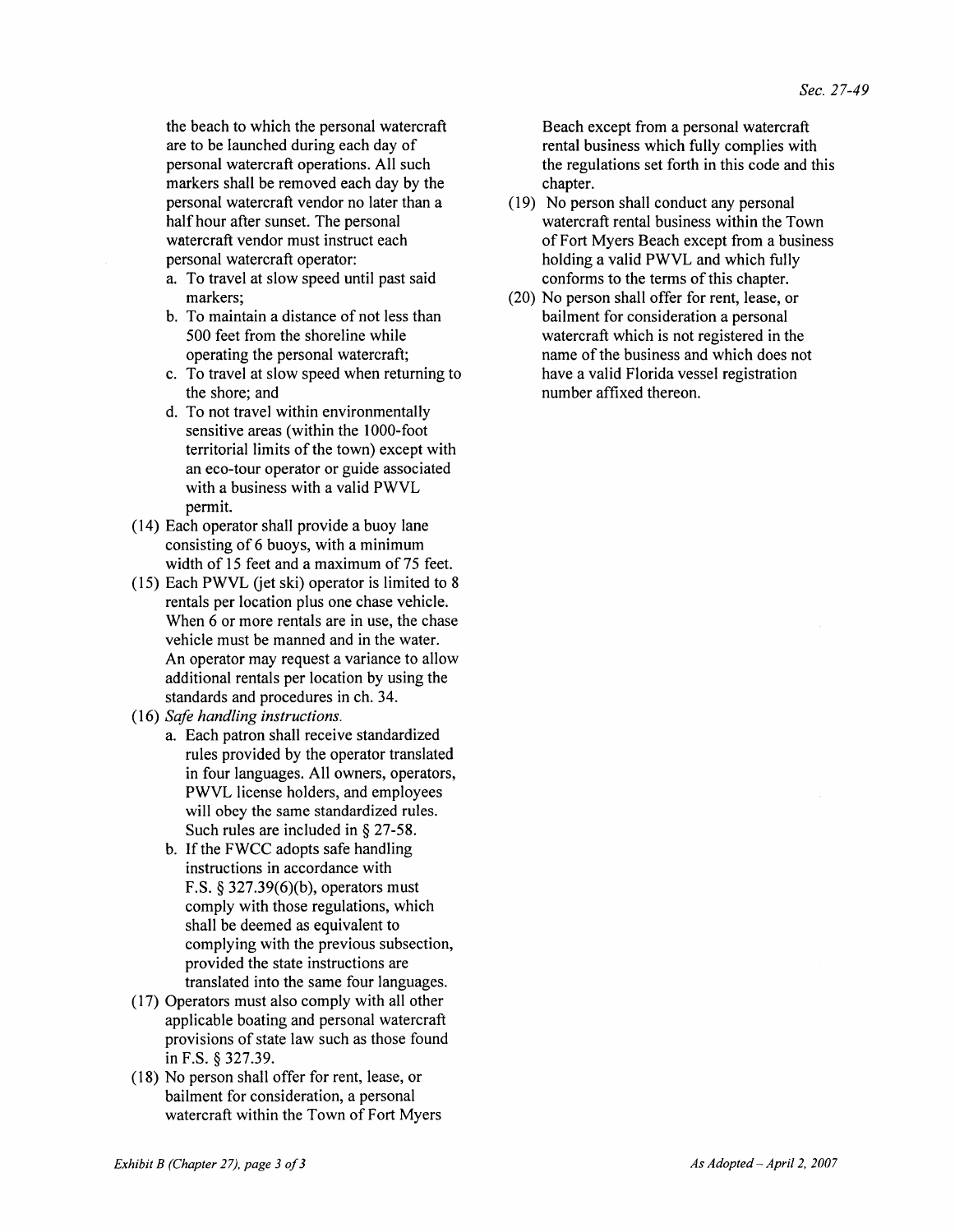the beach to which the personal watercraft are to be launched during each day of personal watercraft operations. All such markers shall be removed each day by the personal watercraft vendor no later than a half hour after sunset. The personal watercraft vendor must instruct each personal watercraft operator:

a. To travel at slow speed until past said markers;
b. To maintain a distance of not less than 500 feet from the shoreline while operating the personal watercraft;
c. To travel at slow speed when returning to the shore; and
d. To not travel within environmentally sensitive areas (within the 1000-foot territorial limits of the town) except with an eco-tour operator or guide associated with a business with a valid PWVL permit.

(14) Each operator shall provide a buoy lane consisting of 6 buoys, with a minimum width of 15 feet and a maximum of 75 feet.

(15) Each PWVL (jet ski) operator is limited to 8 rentals per location plus one chase vehicle. When 6 or more rentals are in use, the chase vehicle must be manned and in the water. An operator may request a variance to allow additional rentals per location by using the standards and procedures in ch. 34.

(16) *Safe handling instructions.*

a. Each patron shall receive standardized rules provided by the operator translated in four languages. All owners, operators, PWVL license holders, and employees will obey the same standardized rules. Such rules are included in § 27-58.
b. If the FWCC adopts safe handling instructions in accordance with F.S. § 327.39(6)(b), operators must comply with those regulations, which shall be deemed as equivalent to complying with the previous subsection, provided the state instructions are translated into the same four languages.

(17) Operators must also comply with all other applicable boating and personal watercraft provisions of state law such as those found in F.S. § 327.39.

(18) No person shall offer for rent, lease, or bailment for consideration, a personal watercraft within the Town of Fort Myers Beach except from a personal watercraft rental business which fully complies with the regulations set forth in this code and this chapter.

(19) No person shall conduct any personal watercraft rental business within the Town of Fort Myers Beach except from a business holding a valid PWVL and which fully conforms to the terms of this chapter.

(20) No person shall offer for rent, lease, or bailment for consideration a personal watercraft which is not registered in the name of the business and which does not have a valid Florida vessel registration number affixed thereon.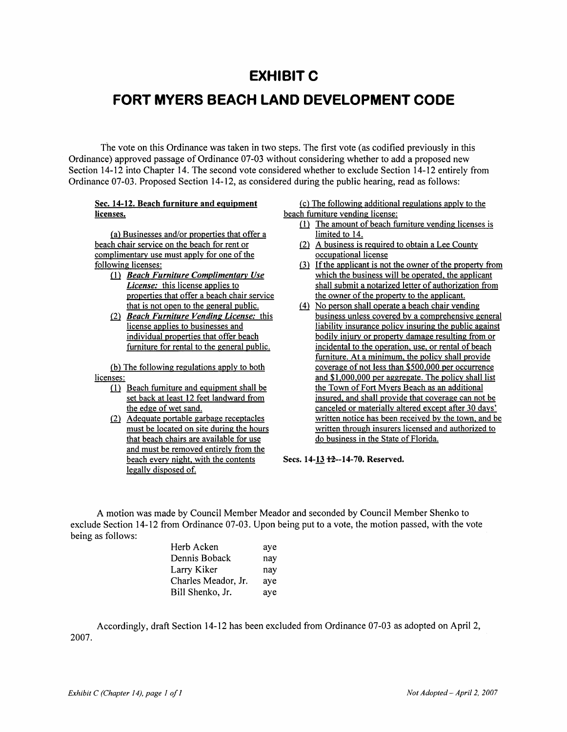# EXHIBIT C

# FORT MYERS BEACH LAND DEVELOPMENT CODE

The vote on this Ordinance was taken in two steps. The first vote (as codified previously in this Ordinance) approved passage of Ordinance 07-03 without considering whether to add a proposed new Section 14-12 into Chapter 14. The second vote considered whether to exclude Section 14-12 entirely from Ordinance 07-03. Proposed Section 14-12, as considered during the public hearing, read as follows:

**Sec. 14-12. Beach furniture and equipment licenses.**

(a) Businesses and/or properties that offer a beach chair service on the beach for rent or complimentary use must apply for one of the following licenses:

1. ***Beach Furniture Complimentary Use License:*** this license applies to properties that offer a beach chair service that is not open to the general public.
2. ***Beach Furniture Vending License:*** this license applies to businesses and individual properties that offer beach furniture for rental to the general public.

(b) The following regulations apply to both licenses:

1. Beach furniture and equipment shall be set back at least 12 feet landward from the edge of wet sand.
2. Adequate portable garbage receptacles must be located on site during the hours that beach chairs are available for use and must be removed entirely from the beach every night, with the contents legally disposed of.

(c) The following additional regulations apply to the beach furniture vending license:

1. The amount of beach furniture vending licenses is limited to 14.
2. A business is required to obtain a Lee County occupational license
3. If the applicant is not the owner of the property from which the business will be operated, the applicant shall submit a notarized letter of authorization from the owner of the property to the applicant.
4. No person shall operate a beach chair vending business unless covered by a comprehensive general liability insurance policy insuring the public against bodily injury or property damage resulting from or incidental to the operation, use, or rental of beach furniture. At a minimum, the policy shall provide coverage of not less than $500,000 per occurrence and $1,000,000 per aggregate. The policy shall list the Town of Fort Myers Beach as an additional insured, and shall provide that coverage can not be canceled or materially altered except after 30 days' written notice has been received by the town, and be written through insurers licensed and authorized to do business in the State of Florida.

**Secs. 14-13 ~~12~~--14-70. Reserved.**

A motion was made by Council Member Meador and seconded by Council Member Shenko to exclude Section 14-12 from Ordinance 07-03. Upon being put to a vote, the motion passed, with the vote being as follows:

| | |
|---|---|
| Herb Acken | aye |
| Dennis Boback | nay |
| Larry Kiker | nay |
| Charles Meador, Jr. | aye |
| Bill Shenko, Jr. | aye |

Accordingly, draft Section 14-12 has been excluded from Ordinance 07-03 as adopted on April 2, 2007.